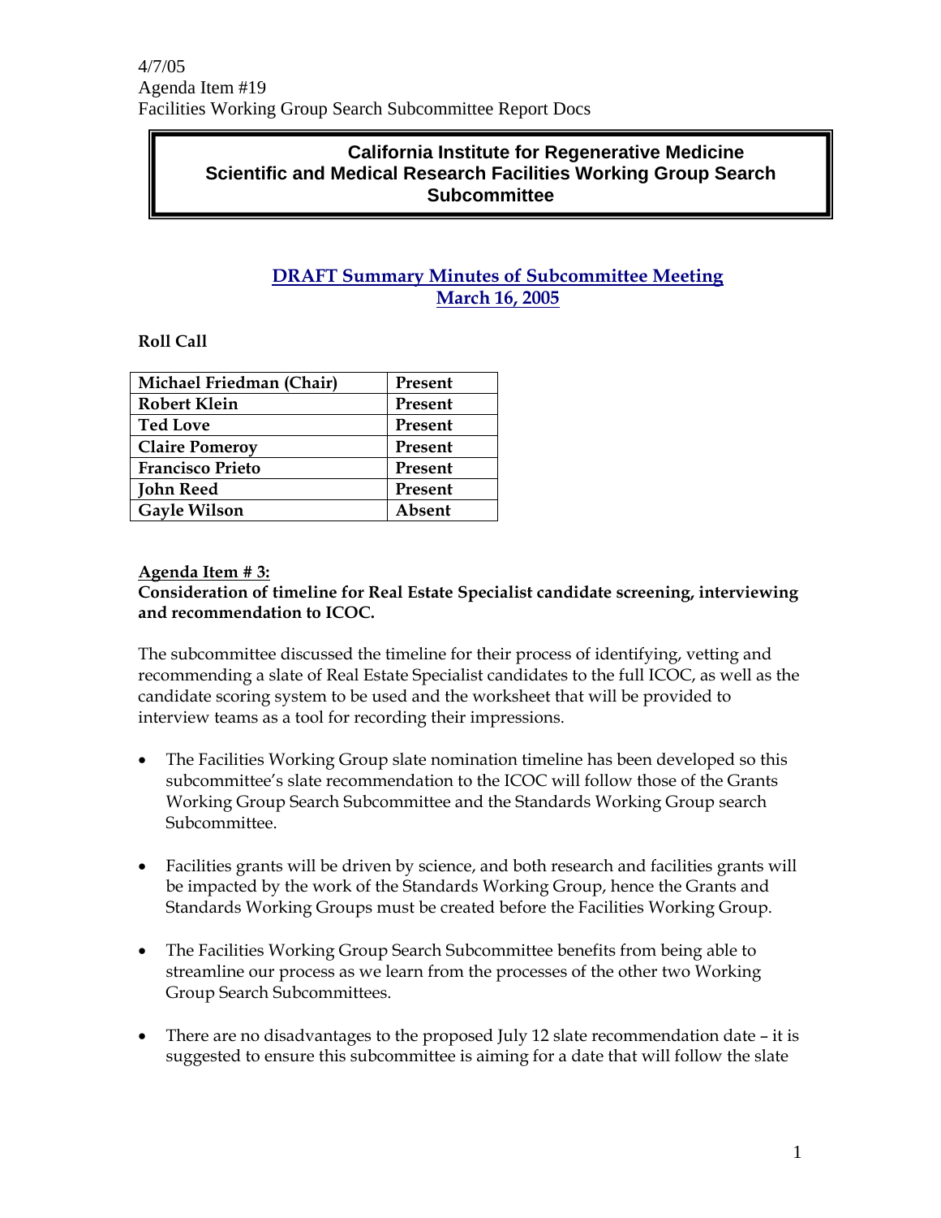4/7/05
Agenda Item #19
Facilities Working Group Search Subcommittee Report Docs

# California Institute for Regenerative Medicine
# Scientific and Medical Research Facilities Working Group Search Subcommittee

## DRAFT Summary Minutes of Subcommittee Meeting
## March 16, 2005

**Roll Call**

| Michael Friedman (Chair) | Present |
|---|---|
| Robert Klein | Present |
| Ted Love | Present |
| Claire Pomeroy | Present |
| Francisco Prieto | Present |
| John Reed | Present |
| Gayle Wilson | Absent |

**Agenda Item # 3:**
**Consideration of timeline for Real Estate Specialist candidate screening, interviewing and recommendation to ICOC.**

The subcommittee discussed the timeline for their process of identifying, vetting and recommending a slate of Real Estate Specialist candidates to the full ICOC, as well as the candidate scoring system to be used and the worksheet that will be provided to interview teams as a tool for recording their impressions.

- The Facilities Working Group slate nomination timeline has been developed so this subcommittee's slate recommendation to the ICOC will follow those of the Grants Working Group Search Subcommittee and the Standards Working Group search Subcommittee.

- Facilities grants will be driven by science, and both research and facilities grants will be impacted by the work of the Standards Working Group, hence the Grants and Standards Working Groups must be created before the Facilities Working Group.

- The Facilities Working Group Search Subcommittee benefits from being able to streamline our process as we learn from the processes of the other two Working Group Search Subcommittees.

- There are no disadvantages to the proposed July 12 slate recommendation date – it is suggested to ensure this subcommittee is aiming for a date that will follow the slate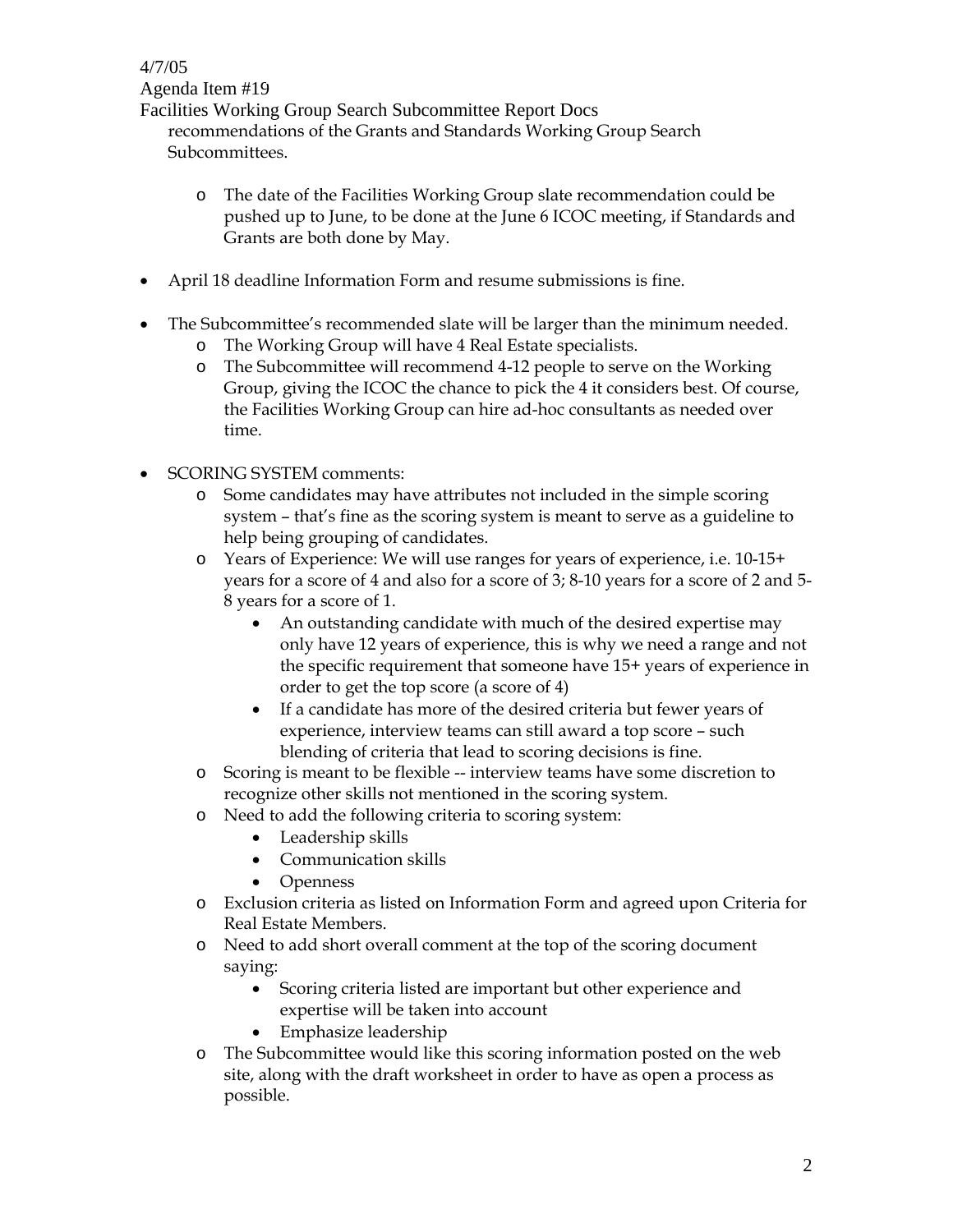recommendations of the Grants and Standards Working Group Search Subcommittees.

  - The date of the Facilities Working Group slate recommendation could be pushed up to June, to be done at the June 6 ICOC meeting, if Standards and Grants are both done by May.

- April 18 deadline Information Form and resume submissions is fine.

- The Subcommittee's recommended slate will be larger than the minimum needed.
  - The Working Group will have 4 Real Estate specialists.
  - The Subcommittee will recommend 4-12 people to serve on the Working Group, giving the ICOC the chance to pick the 4 it considers best. Of course, the Facilities Working Group can hire ad-hoc consultants as needed over time.

- SCORING SYSTEM comments:
  - Some candidates may have attributes not included in the simple scoring system – that's fine as the scoring system is meant to serve as a guideline to help being grouping of candidates.
  - Years of Experience: We will use ranges for years of experience, i.e. 10-15+ years for a score of 4 and also for a score of 3; 8-10 years for a score of 2 and 5-8 years for a score of 1.
    - An outstanding candidate with much of the desired expertise may only have 12 years of experience, this is why we need a range and not the specific requirement that someone have 15+ years of experience in order to get the top score (a score of 4)
    - If a candidate has more of the desired criteria but fewer years of experience, interview teams can still award a top score – such blending of criteria that lead to scoring decisions is fine.
  - Scoring is meant to be flexible -- interview teams have some discretion to recognize other skills not mentioned in the scoring system.
  - Need to add the following criteria to scoring system:
    - Leadership skills
    - Communication skills
    - Openness
  - Exclusion criteria as listed on Information Form and agreed upon Criteria for Real Estate Members.
  - Need to add short overall comment at the top of the scoring document saying:
    - Scoring criteria listed are important but other experience and expertise will be taken into account
    - Emphasize leadership
  - The Subcommittee would like this scoring information posted on the web site, along with the draft worksheet in order to have as open a process as possible.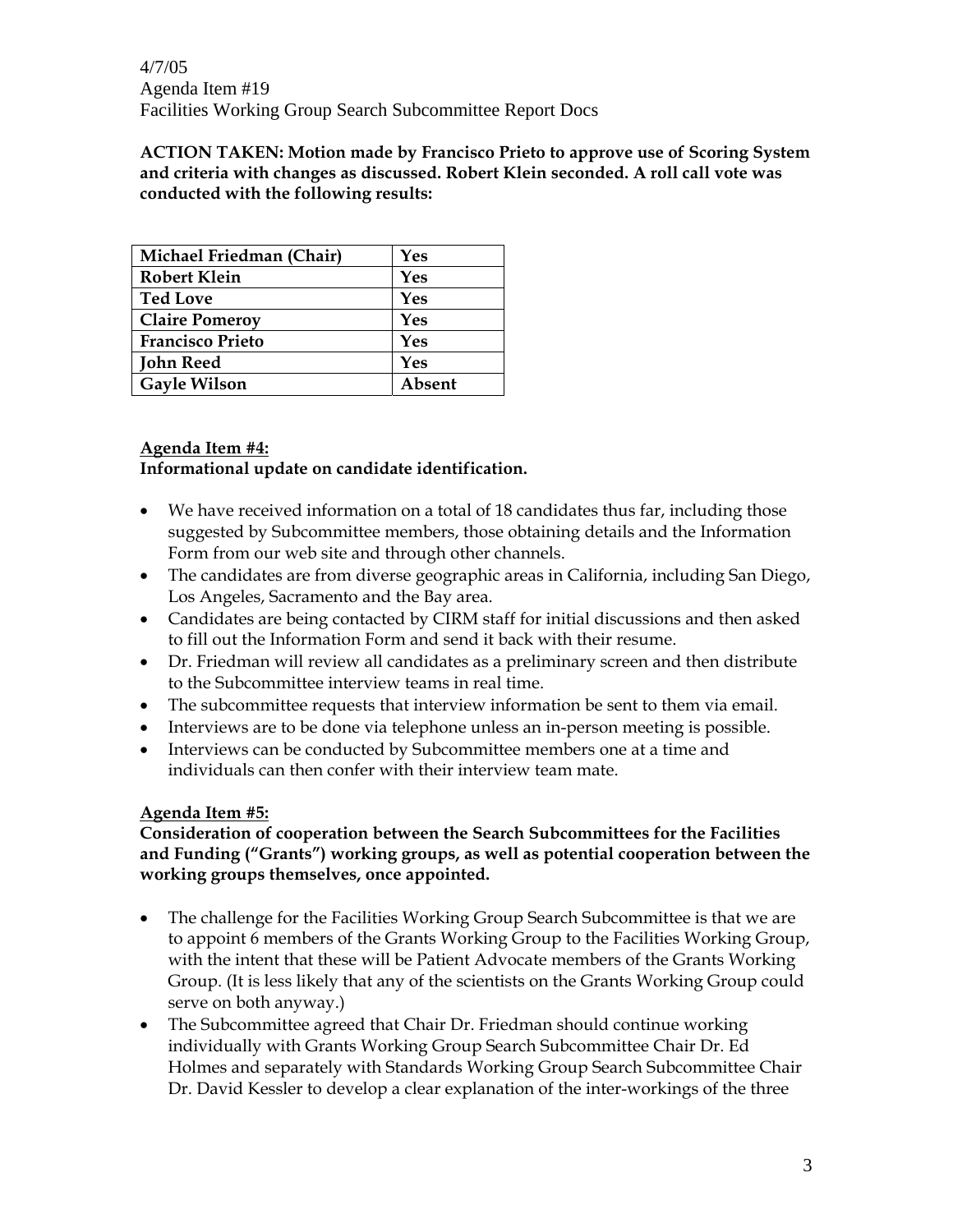ACTION TAKEN: Motion made by Francisco Prieto to approve use of Scoring System and criteria with changes as discussed. Robert Klein seconded. A roll call vote was conducted with the following results:

| Michael Friedman (Chair) | Yes |
|---|---|
| Robert Klein | Yes |
| Ted Love | Yes |
| Claire Pomeroy | Yes |
| Francisco Prieto | Yes |
| John Reed | Yes |
| Gayle Wilson | Absent |

**Agenda Item #4:**
**Informational update on candidate identification.**

- We have received information on a total of 18 candidates thus far, including those suggested by Subcommittee members, those obtaining details and the Information Form from our web site and through other channels.
- The candidates are from diverse geographic areas in California, including San Diego, Los Angeles, Sacramento and the Bay area.
- Candidates are being contacted by CIRM staff for initial discussions and then asked to fill out the Information Form and send it back with their resume.
- Dr. Friedman will review all candidates as a preliminary screen and then distribute to the Subcommittee interview teams in real time.
- The subcommittee requests that interview information be sent to them via email.
- Interviews are to be done via telephone unless an in-person meeting is possible.
- Interviews can be conducted by Subcommittee members one at a time and individuals can then confer with their interview team mate.

**Agenda Item #5:**
**Consideration of cooperation between the Search Subcommittees for the Facilities and Funding ("Grants") working groups, as well as potential cooperation between the working groups themselves, once appointed.**

- The challenge for the Facilities Working Group Search Subcommittee is that we are to appoint 6 members of the Grants Working Group to the Facilities Working Group, with the intent that these will be Patient Advocate members of the Grants Working Group. (It is less likely that any of the scientists on the Grants Working Group could serve on both anyway.)
- The Subcommittee agreed that Chair Dr. Friedman should continue working individually with Grants Working Group Search Subcommittee Chair Dr. Ed Holmes and separately with Standards Working Group Search Subcommittee Chair Dr. David Kessler to develop a clear explanation of the inter-workings of the three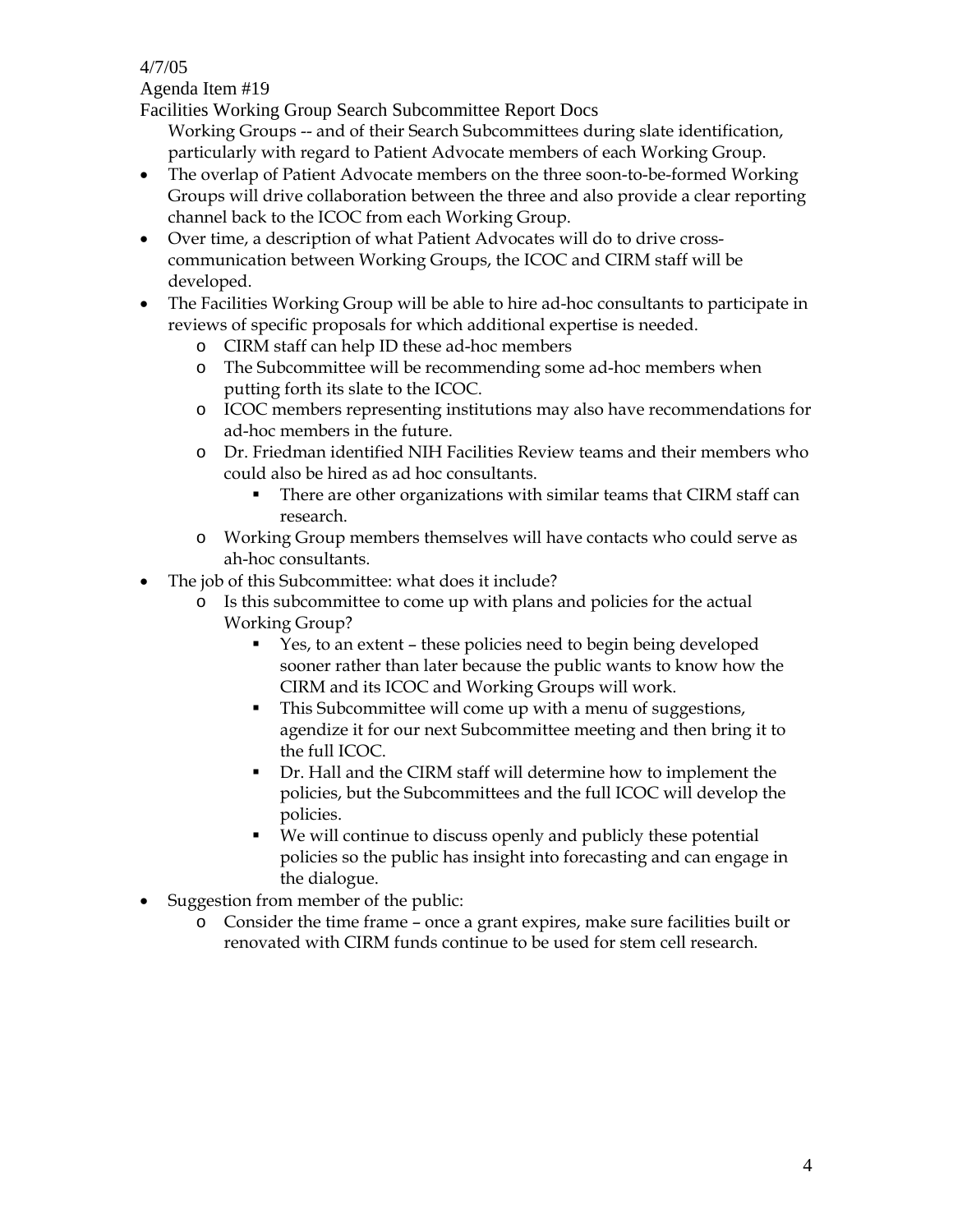Working Groups -- and of their Search Subcommittees during slate identification, particularly with regard to Patient Advocate members of each Working Group.

- The overlap of Patient Advocate members on the three soon-to-be-formed Working Groups will drive collaboration between the three and also provide a clear reporting channel back to the ICOC from each Working Group.
- Over time, a description of what Patient Advocates will do to drive cross-communication between Working Groups, the ICOC and CIRM staff will be developed.
- The Facilities Working Group will be able to hire ad-hoc consultants to participate in reviews of specific proposals for which additional expertise is needed.
    - CIRM staff can help ID these ad-hoc members
    - The Subcommittee will be recommending some ad-hoc members when putting forth its slate to the ICOC.
    - ICOC members representing institutions may also have recommendations for ad-hoc members in the future.
    - Dr. Friedman identified NIH Facilities Review teams and their members who could also be hired as ad hoc consultants.
        - There are other organizations with similar teams that CIRM staff can research.
    - Working Group members themselves will have contacts who could serve as ah-hoc consultants.
- The job of this Subcommittee: what does it include?
    - Is this subcommittee to come up with plans and policies for the actual Working Group?
        - Yes, to an extent – these policies need to begin being developed sooner rather than later because the public wants to know how the CIRM and its ICOC and Working Groups will work.
        - This Subcommittee will come up with a menu of suggestions, agendize it for our next Subcommittee meeting and then bring it to the full ICOC.
        - Dr. Hall and the CIRM staff will determine how to implement the policies, but the Subcommittees and the full ICOC will develop the policies.
        - We will continue to discuss openly and publicly these potential policies so the public has insight into forecasting and can engage in the dialogue.
- Suggestion from member of the public:
    - Consider the time frame – once a grant expires, make sure facilities built or renovated with CIRM funds continue to be used for stem cell research.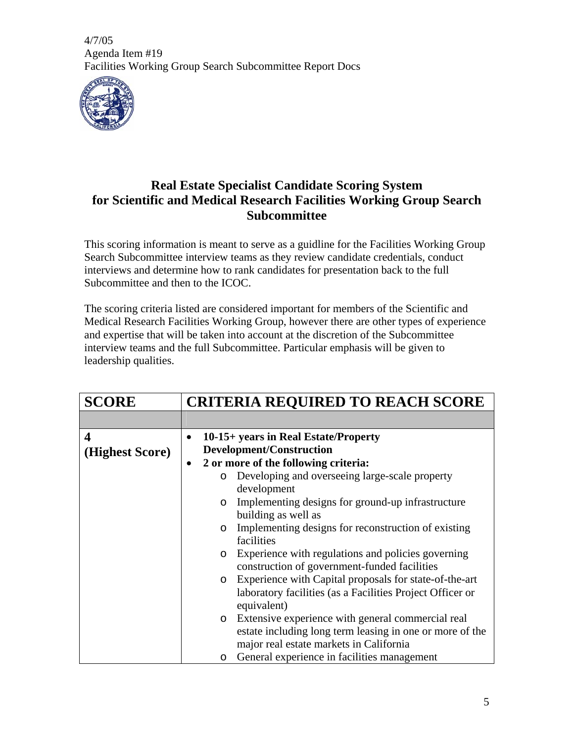4/7/05
Agenda Item #19
Facilities Working Group Search Subcommittee Report Docs

## Real Estate Specialist Candidate Scoring System for Scientific and Medical Research Facilities Working Group Search Subcommittee

This scoring information is meant to serve as a guidline for the Facilities Working Group Search Subcommittee interview teams as they review candidate credentials, conduct interviews and determine how to rank candidates for presentation back to the full Subcommittee and then to the ICOC.

The scoring criteria listed are considered important for members of the Scientific and Medical Research Facilities Working Group, however there are other types of experience and expertise that will be taken into account at the discretion of the Subcommittee interview teams and the full Subcommittee. Particular emphasis will be given to leadership qualities.

| SCORE | CRITERIA REQUIRED TO REACH SCORE |
|---|---|
| | |
| **4 (Highest Score)** | • **10-15+ years in Real Estate/Property Development/Construction**<br>• **2 or more of the following criteria:**<br>o Developing and overseeing large-scale property development<br>o Implementing designs for ground-up infrastructure building as well as<br>o Implementing designs for reconstruction of existing facilities<br>o Experience with regulations and policies governing construction of government-funded facilities<br>o Experience with Capital proposals for state-of-the-art laboratory facilities (as a Facilities Project Officer or equivalent)<br>o Extensive experience with general commercial real estate including long term leasing in one or more of the major real estate markets in California<br>o General experience in facilities management |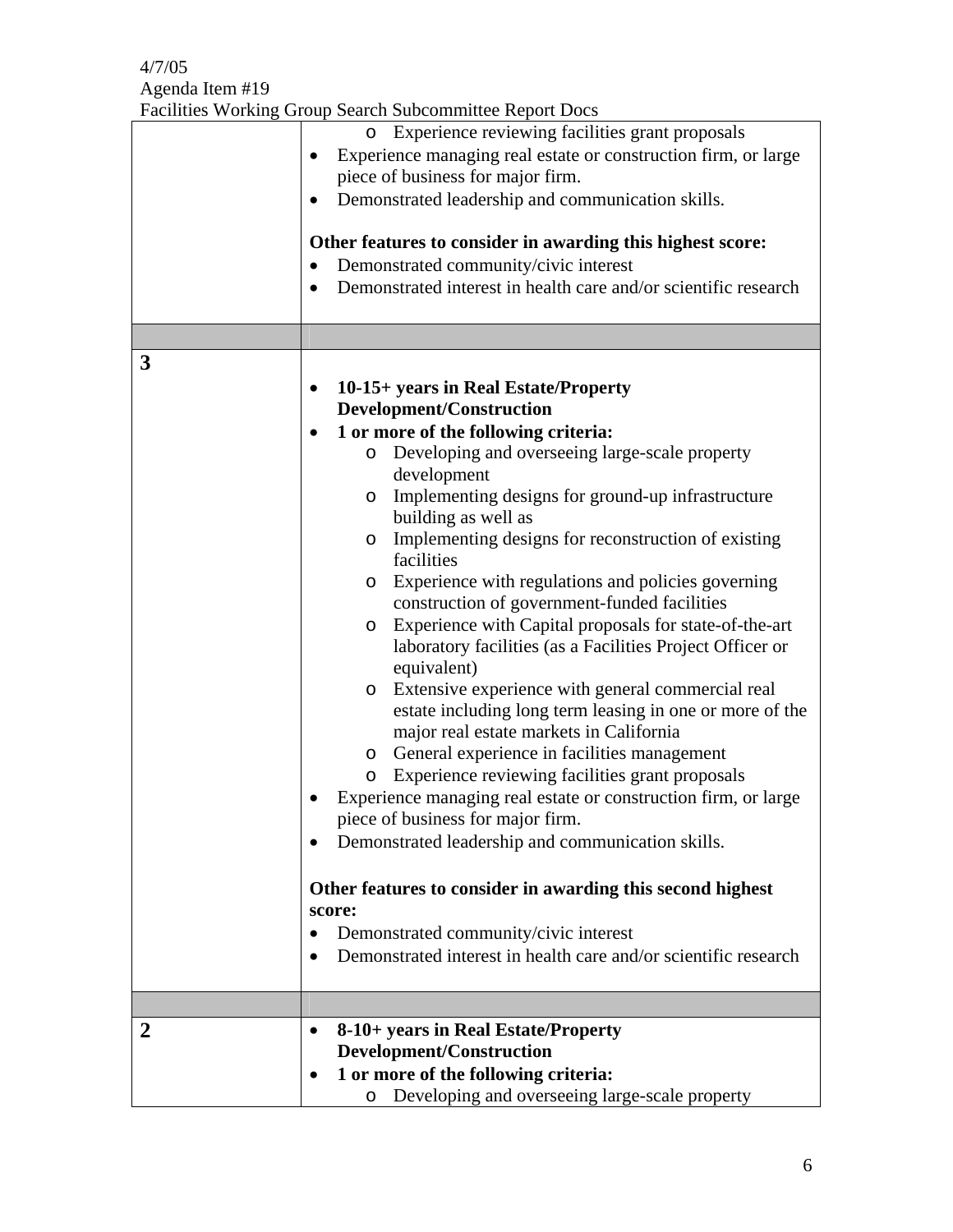| | |
|---|---|
| | <ul><li>Experience reviewing facilities grant proposals</li></ul><ul><li>Experience managing real estate or construction firm, or large piece of business for major firm.</li><li>Demonstrated leadership and communication skills.</li></ul>**Other features to consider in awarding this highest score:**<ul><li>Demonstrated community/civic interest</li><li>Demonstrated interest in health care and/or scientific research</li></ul> |
| | |
| **3** | <ul><li>**10-15+ years in Real Estate/Property Development/Construction**</li><li>**1 or more of the following criteria:**<ul><li>Developing and overseeing large-scale property development</li><li>Implementing designs for ground-up infrastructure building as well as</li><li>Implementing designs for reconstruction of existing facilities</li><li>Experience with regulations and policies governing construction of government-funded facilities</li><li>Experience with Capital proposals for state-of-the-art laboratory facilities (as a Facilities Project Officer or equivalent)</li><li>Extensive experience with general commercial real estate including long term leasing in one or more of the major real estate markets in California</li><li>General experience in facilities management</li><li>Experience reviewing facilities grant proposals</li></ul></li><li>Experience managing real estate or construction firm, or large piece of business for major firm.</li><li>Demonstrated leadership and communication skills.</li></ul>**Other features to consider in awarding this second highest score:**<ul><li>Demonstrated community/civic interest</li><li>Demonstrated interest in health care and/or scientific research</li></ul> |
| | |
| **2** | <ul><li>**8-10+ years in Real Estate/Property Development/Construction**</li><li>**1 or more of the following criteria:**<ul><li>Developing and overseeing large-scale property</li></ul></li></ul> |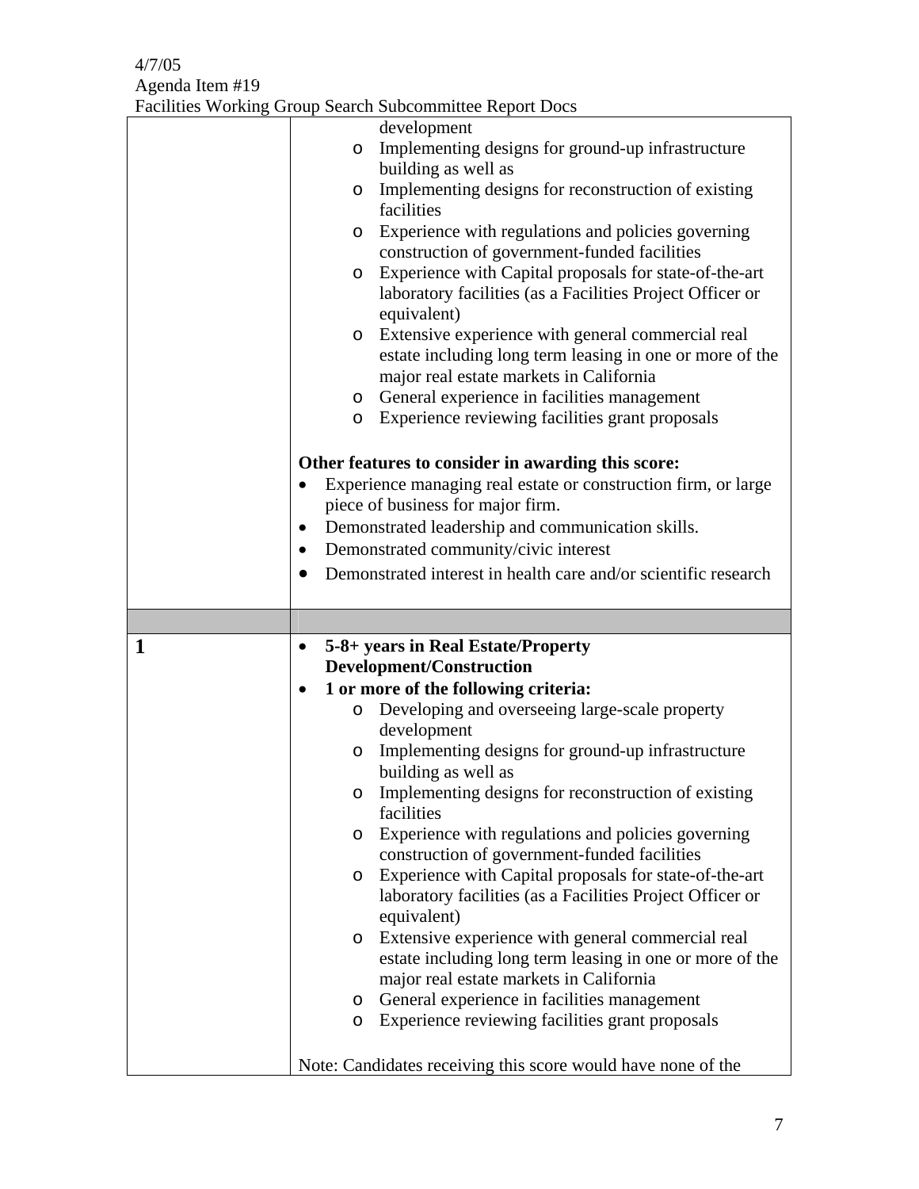| | |
|---|---|
| | development<br>◦ Implementing designs for ground-up infrastructure building as well as<br>◦ Implementing designs for reconstruction of existing facilities<br>◦ Experience with regulations and policies governing construction of government-funded facilities<br>◦ Experience with Capital proposals for state-of-the-art laboratory facilities (as a Facilities Project Officer or equivalent)<br>◦ Extensive experience with general commercial real estate including long term leasing in one or more of the major real estate markets in California<br>◦ General experience in facilities management<br>◦ Experience reviewing facilities grant proposals<br><br>**Other features to consider in awarding this score:**<br>• Experience managing real estate or construction firm, or large piece of business for major firm.<br>• Demonstrated leadership and communication skills.<br>• Demonstrated community/civic interest<br>• Demonstrated interest in health care and/or scientific research |
| | |
| **1** | • **5-8+ years in Real Estate/Property Development/Construction**<br>• **1 or more of the following criteria:**<br>◦ Developing and overseeing large-scale property development<br>◦ Implementing designs for ground-up infrastructure building as well as<br>◦ Implementing designs for reconstruction of existing facilities<br>◦ Experience with regulations and policies governing construction of government-funded facilities<br>◦ Experience with Capital proposals for state-of-the-art laboratory facilities (as a Facilities Project Officer or equivalent)<br>◦ Extensive experience with general commercial real estate including long term leasing in one or more of the major real estate markets in California<br>◦ General experience in facilities management<br>◦ Experience reviewing facilities grant proposals<br><br>Note: Candidates receiving this score would have none of the |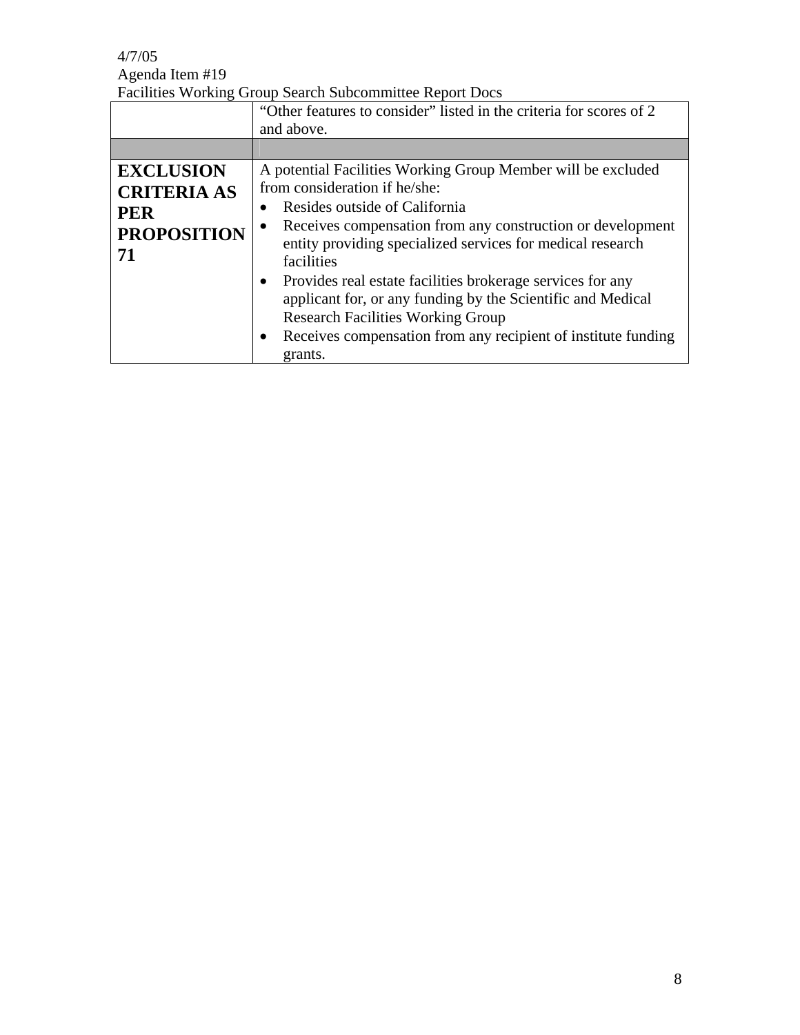| | |
|---|---|
| | "Other features to consider" listed in the criteria for scores of 2 and above. |
| | |
| **EXCLUSION CRITERIA AS PER PROPOSITION 71** | A potential Facilities Working Group Member will be excluded from consideration if he/she:<br>• Resides outside of California<br>• Receives compensation from any construction or development entity providing specialized services for medical research facilities<br>• Provides real estate facilities brokerage services for any applicant for, or any funding by the Scientific and Medical Research Facilities Working Group<br>• Receives compensation from any recipient of institute funding grants. |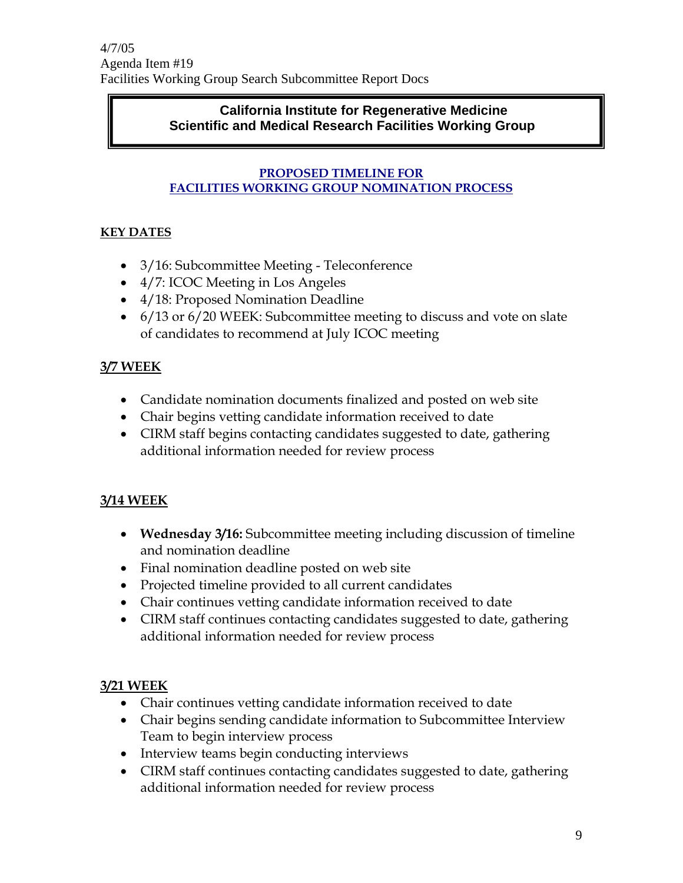4/7/05
Agenda Item #19
Facilities Working Group Search Subcommittee Report Docs

**California Institute for Regenerative Medicine**
**Scientific and Medical Research Facilities Working Group**

## PROPOSED TIMELINE FOR FACILITIES WORKING GROUP NOMINATION PROCESS

### KEY DATES

- 3/16: Subcommittee Meeting - Teleconference
- 4/7: ICOC Meeting in Los Angeles
- 4/18: Proposed Nomination Deadline
- 6/13 or 6/20 WEEK: Subcommittee meeting to discuss and vote on slate of candidates to recommend at July ICOC meeting

### 3/7 WEEK

- Candidate nomination documents finalized and posted on web site
- Chair begins vetting candidate information received to date
- CIRM staff begins contacting candidates suggested to date, gathering additional information needed for review process

### 3/14 WEEK

- **Wednesday 3/16:** Subcommittee meeting including discussion of timeline and nomination deadline
- Final nomination deadline posted on web site
- Projected timeline provided to all current candidates
- Chair continues vetting candidate information received to date
- CIRM staff continues contacting candidates suggested to date, gathering additional information needed for review process

### 3/21 WEEK

- Chair continues vetting candidate information received to date
- Chair begins sending candidate information to Subcommittee Interview Team to begin interview process
- Interview teams begin conducting interviews
- CIRM staff continues contacting candidates suggested to date, gathering additional information needed for review process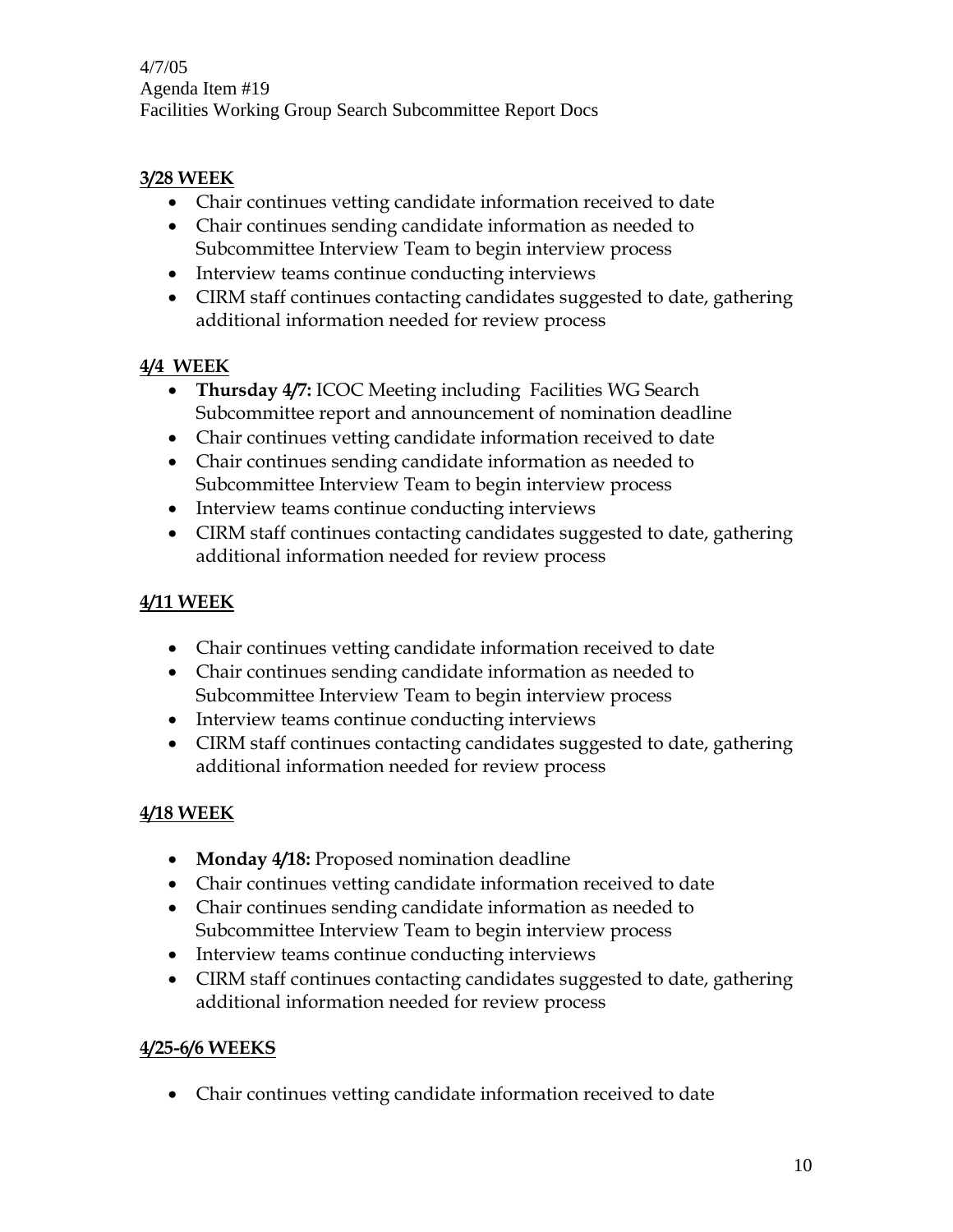**3/28 WEEK**

- Chair continues vetting candidate information received to date
- Chair continues sending candidate information as needed to Subcommittee Interview Team to begin interview process
- Interview teams continue conducting interviews
- CIRM staff continues contacting candidates suggested to date, gathering additional information needed for review process

**4/4 WEEK**

- **Thursday 4/7:** ICOC Meeting including Facilities WG Search Subcommittee report and announcement of nomination deadline
- Chair continues vetting candidate information received to date
- Chair continues sending candidate information as needed to Subcommittee Interview Team to begin interview process
- Interview teams continue conducting interviews
- CIRM staff continues contacting candidates suggested to date, gathering additional information needed for review process

**4/11 WEEK**

- Chair continues vetting candidate information received to date
- Chair continues sending candidate information as needed to Subcommittee Interview Team to begin interview process
- Interview teams continue conducting interviews
- CIRM staff continues contacting candidates suggested to date, gathering additional information needed for review process

**4/18 WEEK**

- **Monday 4/18:** Proposed nomination deadline
- Chair continues vetting candidate information received to date
- Chair continues sending candidate information as needed to Subcommittee Interview Team to begin interview process
- Interview teams continue conducting interviews
- CIRM staff continues contacting candidates suggested to date, gathering additional information needed for review process

**4/25-6/6 WEEKS**

- Chair continues vetting candidate information received to date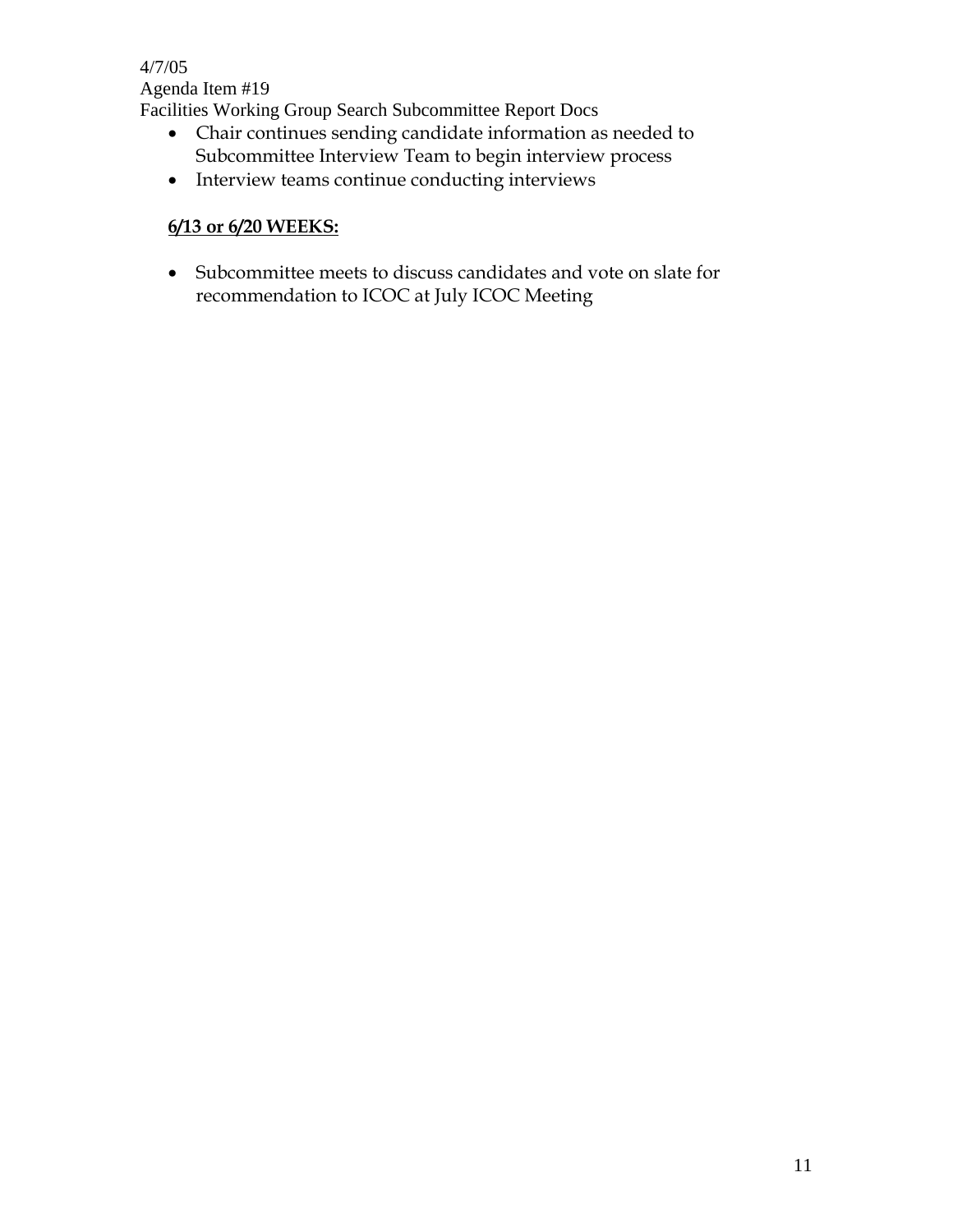- Chair continues sending candidate information as needed to Subcommittee Interview Team to begin interview process
- Interview teams continue conducting interviews

**6/13 or 6/20 WEEKS:**

- Subcommittee meets to discuss candidates and vote on slate for recommendation to ICOC at July ICOC Meeting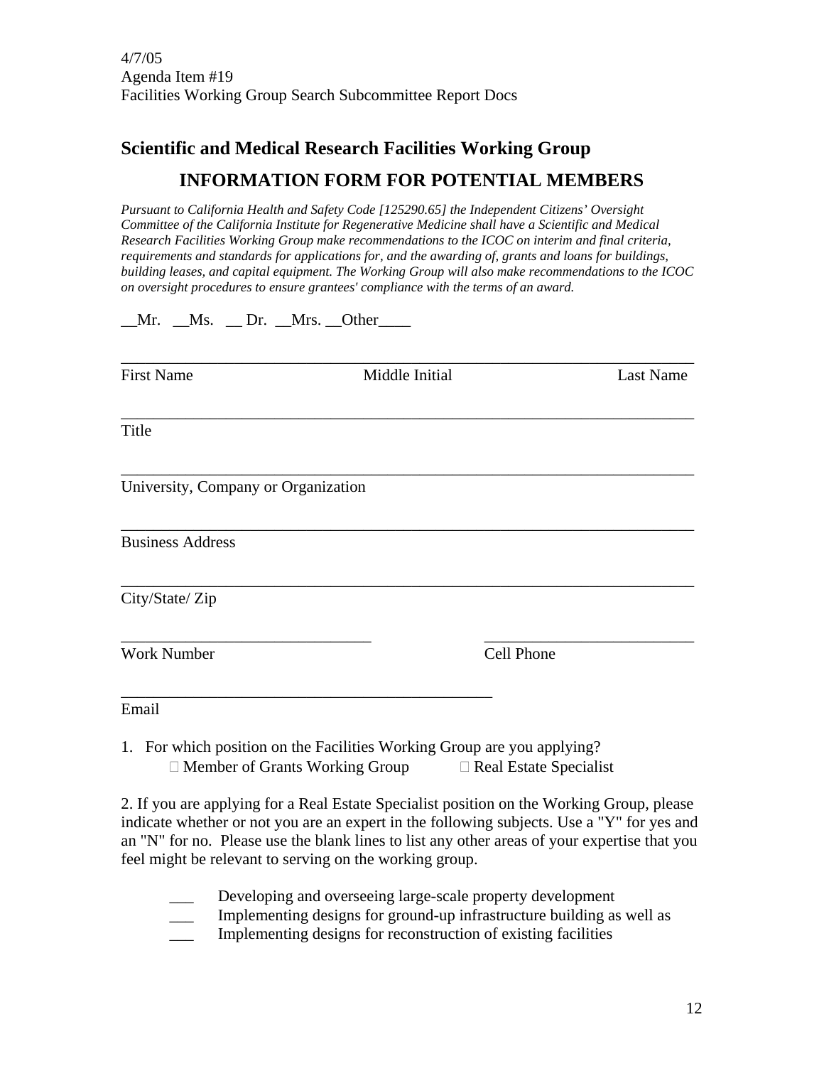4/7/05
Agenda Item #19
Facilities Working Group Search Subcommittee Report Docs

## Scientific and Medical Research Facilities Working Group

## INFORMATION FORM FOR POTENTIAL MEMBERS

*Pursuant to California Health and Safety Code [125290.65] the Independent Citizens' Oversight Committee of the California Institute for Regenerative Medicine shall have a Scientific and Medical Research Facilities Working Group make recommendations to the ICOC on interim and final criteria, requirements and standards for applications for, and the awarding of, grants and loans for buildings, building leases, and capital equipment. The Working Group will also make recommendations to the ICOC on oversight procedures to ensure grantees' compliance with the terms of an award.*

__Mr. __Ms. __ Dr. __Mrs. __Other____

________________________________________________________________________
First Name Middle Initial Last Name

________________________________________________________________________
Title

________________________________________________________________________
University, Company or Organization

________________________________________________________________________
Business Address

________________________________________________________________________
City/State/ Zip

_______________________________ __________________________
Work Number Cell Phone

______________________________________________
Email

1. For which position on the Facilities Working Group are you applying?
   - ☐ Member of Grants Working Group ☐ Real Estate Specialist

2. If you are applying for a Real Estate Specialist position on the Working Group, please indicate whether or not you are an expert in the following subjects. Use a "Y" for yes and an "N" for no. Please use the blank lines to list any other areas of your expertise that you feel might be relevant to serving on the working group.

___ Developing and overseeing large-scale property development
___ Implementing designs for ground-up infrastructure building as well as
___ Implementing designs for reconstruction of existing facilities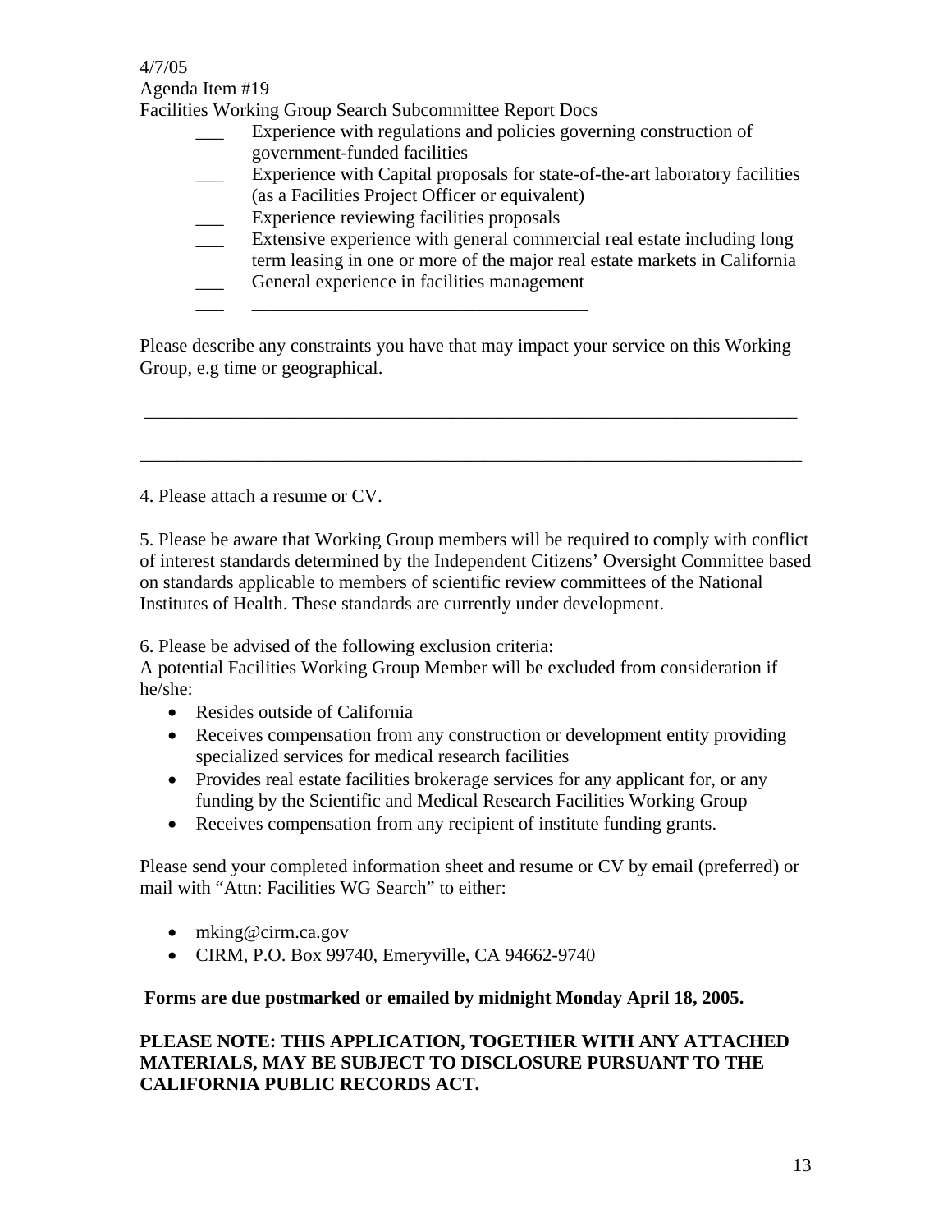4/7/05
Agenda Item #19
Facilities Working Group Search Subcommittee Report Docs

- ___ Experience with regulations and policies governing construction of government-funded facilities
- ___ Experience with Capital proposals for state-of-the-art laboratory facilities (as a Facilities Project Officer or equivalent)
- ___ Experience reviewing facilities proposals
- ___ Extensive experience with general commercial real estate including long term leasing in one or more of the major real estate markets in California
- ___ General experience in facilities management
- ___ ____________________________________

Please describe any constraints you have that may impact your service on this Working Group, e.g time or geographical.

______________________________________________________________________

______________________________________________________________________

4. Please attach a resume or CV.

5. Please be aware that Working Group members will be required to comply with conflict of interest standards determined by the Independent Citizens' Oversight Committee based on standards applicable to members of scientific review committees of the National Institutes of Health. These standards are currently under development.

6. Please be advised of the following exclusion criteria:
A potential Facilities Working Group Member will be excluded from consideration if he/she:

- Resides outside of California
- Receives compensation from any construction or development entity providing specialized services for medical research facilities
- Provides real estate facilities brokerage services for any applicant for, or any funding by the Scientific and Medical Research Facilities Working Group
- Receives compensation from any recipient of institute funding grants.

Please send your completed information sheet and resume or CV by email (preferred) or mail with "Attn: Facilities WG Search" to either:

- mking@cirm.ca.gov
- CIRM, P.O. Box 99740, Emeryville, CA 94662-9740

**Forms are due postmarked or emailed by midnight Monday April 18, 2005.**

**PLEASE NOTE: THIS APPLICATION, TOGETHER WITH ANY ATTACHED MATERIALS, MAY BE SUBJECT TO DISCLOSURE PURSUANT TO THE CALIFORNIA PUBLIC RECORDS ACT.**